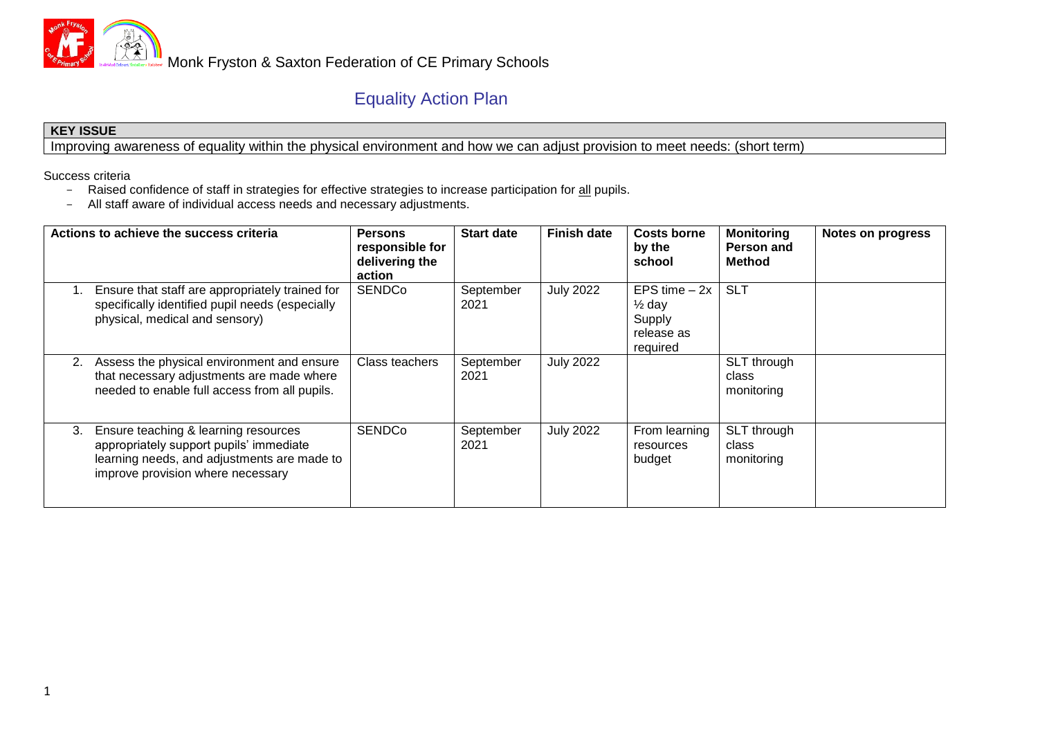Monk Fryston & Saxton Federation of CE Primary Schools

# Equality Action Plan

| **KEY ISSUE** |
|---|
| Improving awareness of equality within the physical environment and how we can adjust provision to meet needs: (short term) |

Success criteria

- Raised confidence of staff in strategies for effective strategies to increase participation for all pupils.
- All staff aware of individual access needs and necessary adjustments.

| **Actions to achieve the success criteria** | **Persons responsible for delivering the action** | **Start date** | **Finish date** | **Costs borne by the school** | **Monitoring Person and Method** | **Notes on progress** |
|---|---|---|---|---|---|---|
| 1. Ensure that staff are appropriately trained for specifically identified pupil needs (especially physical, medical and sensory) | SENDCo | September 2021 | July 2022 | EPS time – 2x ½ day Supply release as required | SLT | |
| 2. Assess the physical environment and ensure that necessary adjustments are made where needed to enable full access from all pupils. | Class teachers | September 2021 | July 2022 | | SLT through class monitoring | |
| 3. Ensure teaching & learning resources appropriately support pupils' immediate learning needs, and adjustments are made to improve provision where necessary | SENDCo | September 2021 | July 2022 | From learning resources budget | SLT through class monitoring | |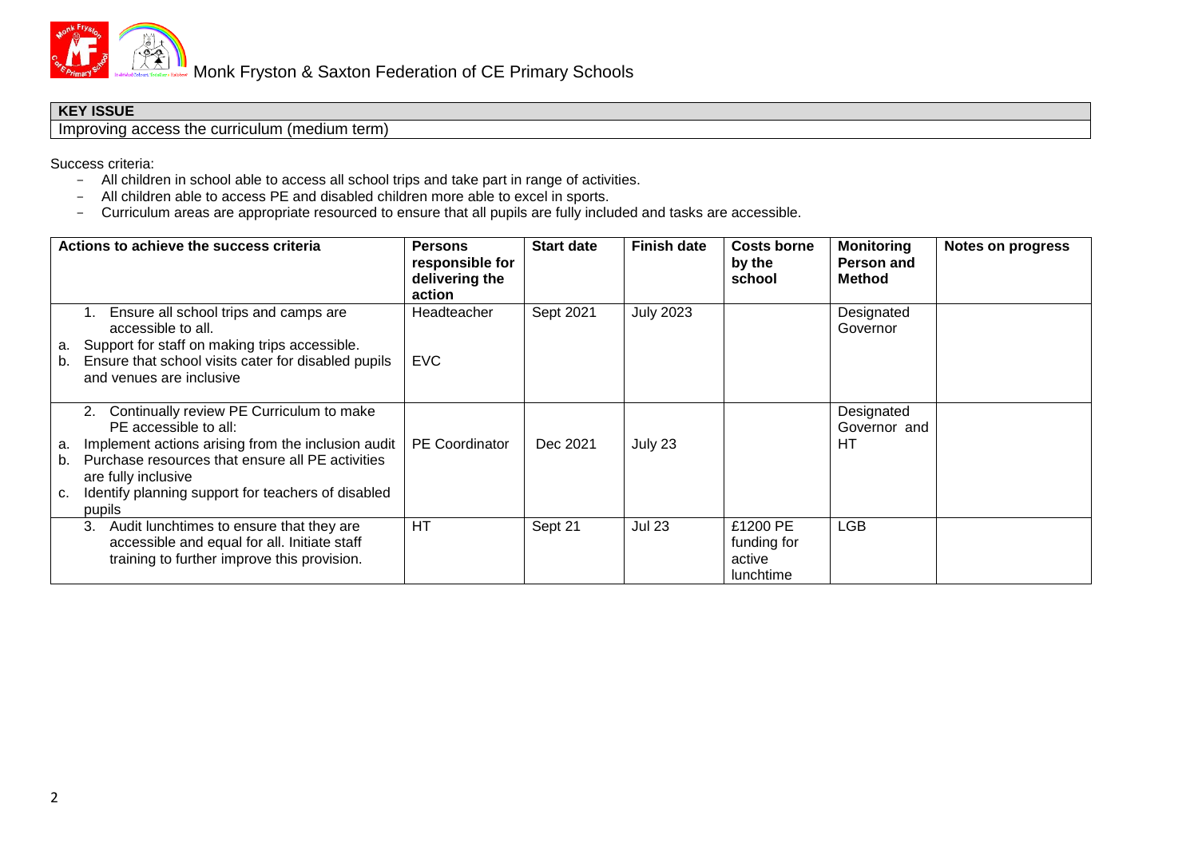Monk Fryston & Saxton Federation of CE Primary Schools

| KEY ISSUE |
| --- |
| Improving access the curriculum (medium term) |

Success criteria:

- All children in school able to access all school trips and take part in range of activities.
- All children able to access PE and disabled children more able to excel in sports.
- Curriculum areas are appropriate resourced to ensure that all pupils are fully included and tasks are accessible.

| Actions to achieve the success criteria | Persons responsible for delivering the action | Start date | Finish date | Costs borne by the school | Monitoring Person and Method | Notes on progress |
| --- | --- | --- | --- | --- | --- | --- |
| 1. Ensure all school trips and camps are accessible to all.<br>a. Support for staff on making trips accessible.<br>b. Ensure that school visits cater for disabled pupils and venues are inclusive | Headteacher<br><br>EVC | Sept 2021 | July 2023 | | Designated Governor | |
| 2. Continually review PE Curriculum to make PE accessible to all:<br>a. Implement actions arising from the inclusion audit<br>b. Purchase resources that ensure all PE activities are fully inclusive<br>c. Identify planning support for teachers of disabled pupils | PE Coordinator | Dec 2021 | July 23 | | Designated Governor and HT | |
| 3. Audit lunchtimes to ensure that they are accessible and equal for all. Initiate staff training to further improve this provision. | HT | Sept 21 | Jul 23 | £1200 PE funding for active lunchtime | LGB | |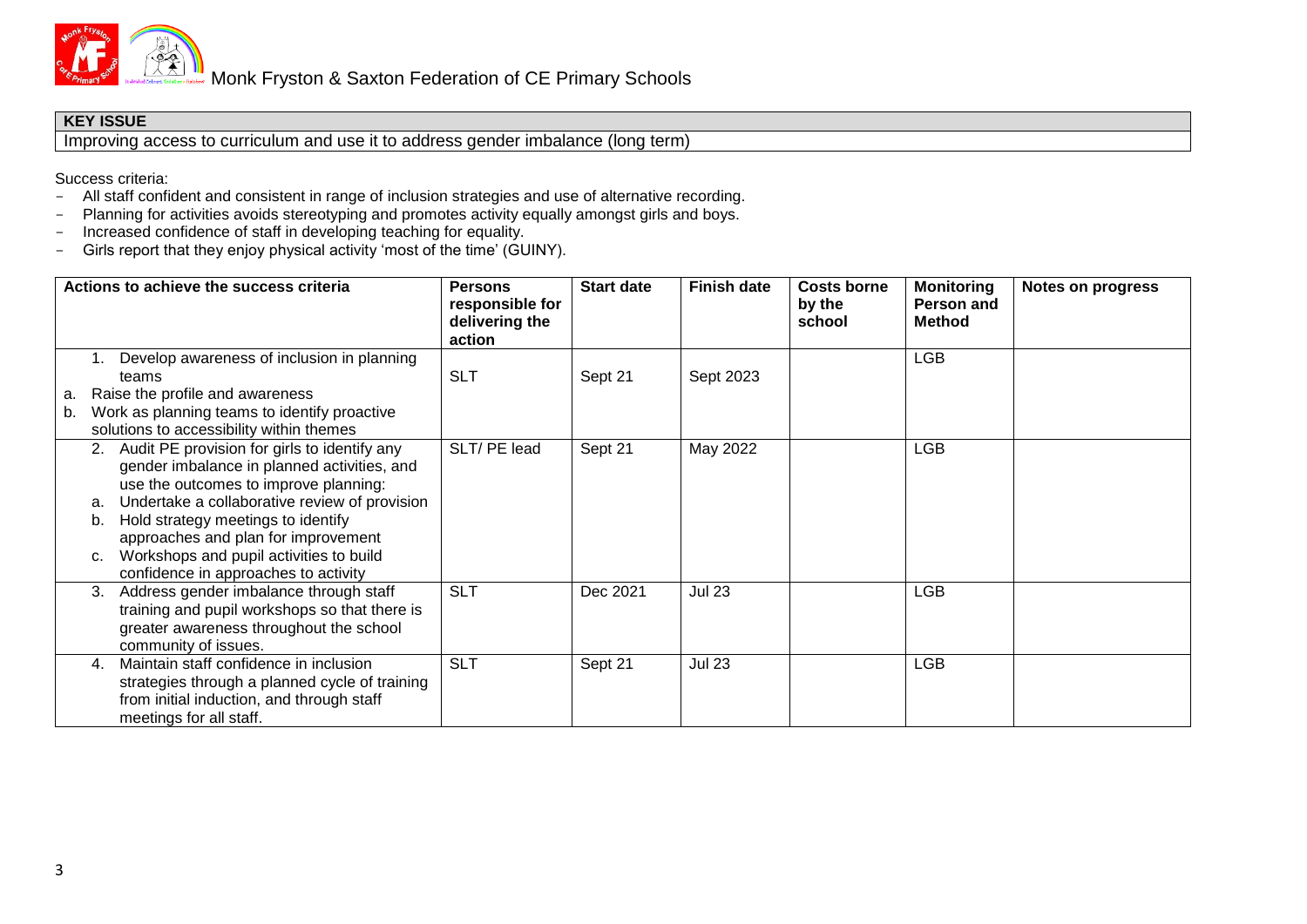Monk Fryston & Saxton Federation of CE Primary Schools

| KEY ISSUE |
|---|
| Improving access to curriculum and use it to address gender imbalance (long term) |

Success criteria:

- All staff confident and consistent in range of inclusion strategies and use of alternative recording.
- Planning for activities avoids stereotyping and promotes activity equally amongst girls and boys.
- Increased confidence of staff in developing teaching for equality.
- Girls report that they enjoy physical activity 'most of the time' (GUINY).

| Actions to achieve the success criteria | Persons responsible for delivering the action | Start date | Finish date | Costs borne by the school | Monitoring Person and Method | Notes on progress |
|---|---|---|---|---|---|---|
| 1. Develop awareness of inclusion in planning teams<br>a. Raise the profile and awareness<br>b. Work as planning teams to identify proactive solutions to accessibility within themes | SLT | Sept 21 | Sept 2023 | | LGB | |
| 2. Audit PE provision for girls to identify any gender imbalance in planned activities, and use the outcomes to improve planning:<br>a. Undertake a collaborative review of provision<br>b. Hold strategy meetings to identify approaches and plan for improvement<br>c. Workshops and pupil activities to build confidence in approaches to activity | SLT/ PE lead | Sept 21 | May 2022 | | LGB | |
| 3. Address gender imbalance through staff training and pupil workshops so that there is greater awareness throughout the school community of issues. | SLT | Dec 2021 | Jul 23 | | LGB | |
| 4. Maintain staff confidence in inclusion strategies through a planned cycle of training from initial induction, and through staff meetings for all staff. | SLT | Sept 21 | Jul 23 | | LGB | |